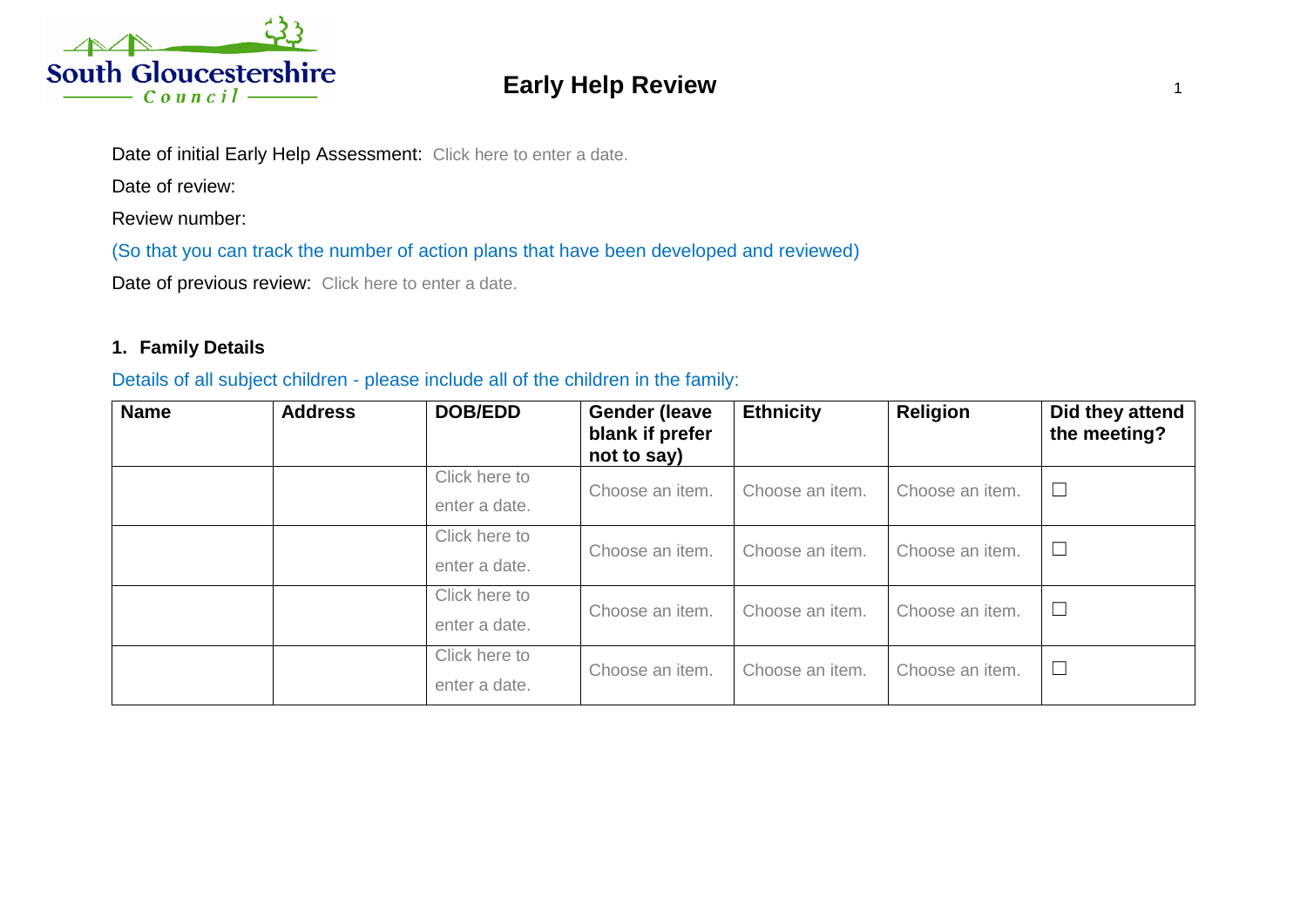# Early Help Review

Date of initial Early Help Assessment: Click here to enter a date.

Date of review:

Review number:

(So that you can track the number of action plans that have been developed and reviewed)

Date of previous review: Click here to enter a date.

## 1. Family Details

Details of all subject children - please include all of the children in the family:

| Name | Address | DOB/EDD | Gender (leave blank if prefer not to say) | Ethnicity | Religion | Did they attend the meeting? |
|---|---|---|---|---|---|---|
| | | Click here to enter a date. | Choose an item. | Choose an item. | Choose an item. | ☐ |
| | | Click here to enter a date. | Choose an item. | Choose an item. | Choose an item. | ☐ |
| | | Click here to enter a date. | Choose an item. | Choose an item. | Choose an item. | ☐ |
| | | Click here to enter a date. | Choose an item. | Choose an item. | Choose an item. | ☐ |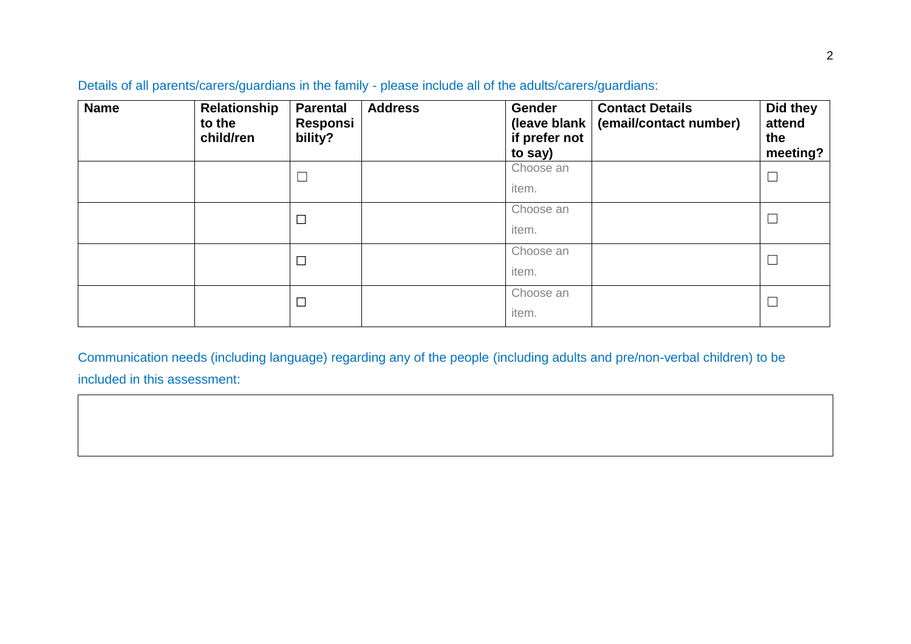Details of all parents/carers/guardians in the family - please include all of the adults/carers/guardians:

| Name | Relationship to the child/ren | Parental Responsibility? | Address | Gender (leave blank if prefer not to say) | Contact Details (email/contact number) | Did they attend the meeting? |
|---|---|---|---|---|---|---|
| | | ☐ | | Choose an item. | | ☐ |
| | | ☐ | | Choose an item. | | ☐ |
| | | ☐ | | Choose an item. | | ☐ |
| | | ☐ | | Choose an item. | | ☐ |

Communication needs (including language) regarding any of the people (including adults and pre/non-verbal children) to be included in this assessment:

| |
|---|
| |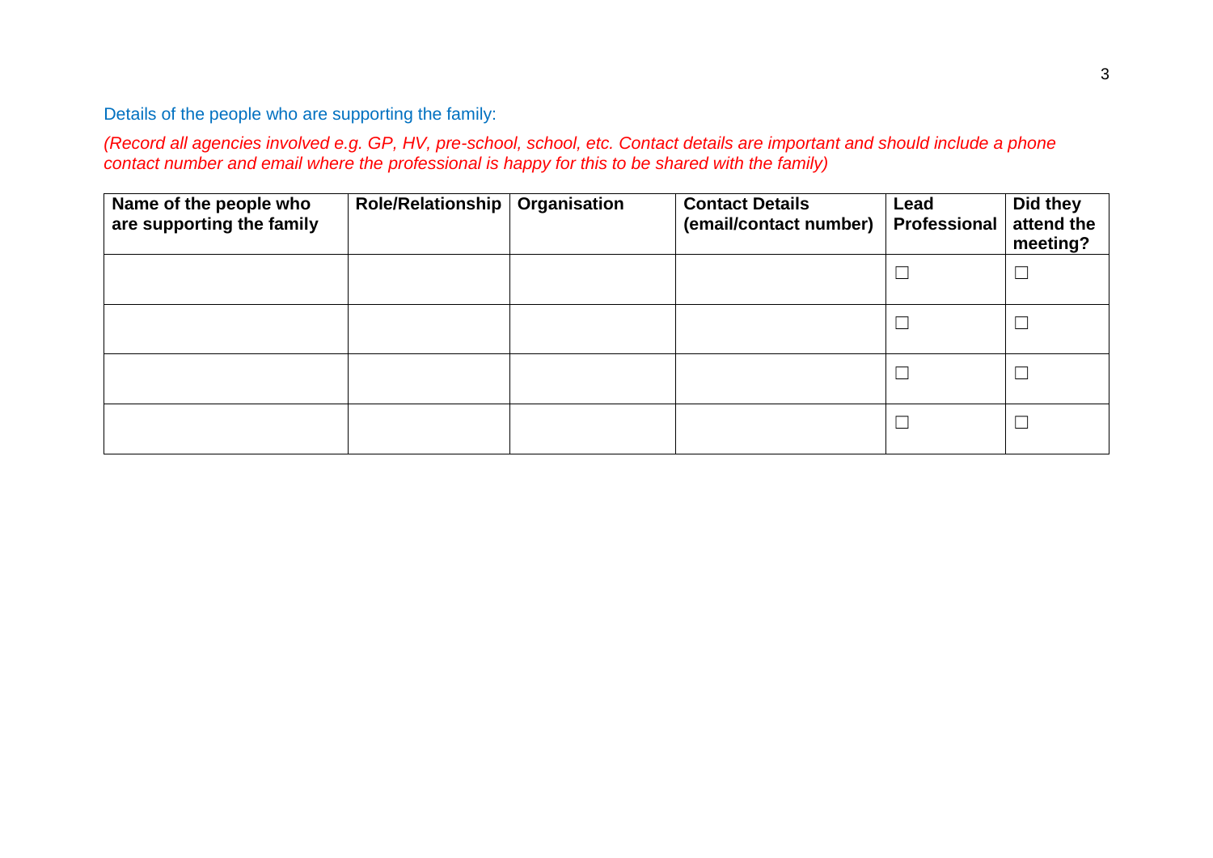Details of the people who are supporting the family:

*(Record all agencies involved e.g. GP, HV, pre-school, school, etc. Contact details are important and should include a phone contact number and email where the professional is happy for this to be shared with the family)*

| Name of the people who are supporting the family | Role/Relationship | Organisation | Contact Details (email/contact number) | Lead Professional | Did they attend the meeting? |
|---|---|---|---|---|---|
| | | | | ☐ | ☐ |
| | | | | ☐ | ☐ |
| | | | | ☐ | ☐ |
| | | | | ☐ | ☐ |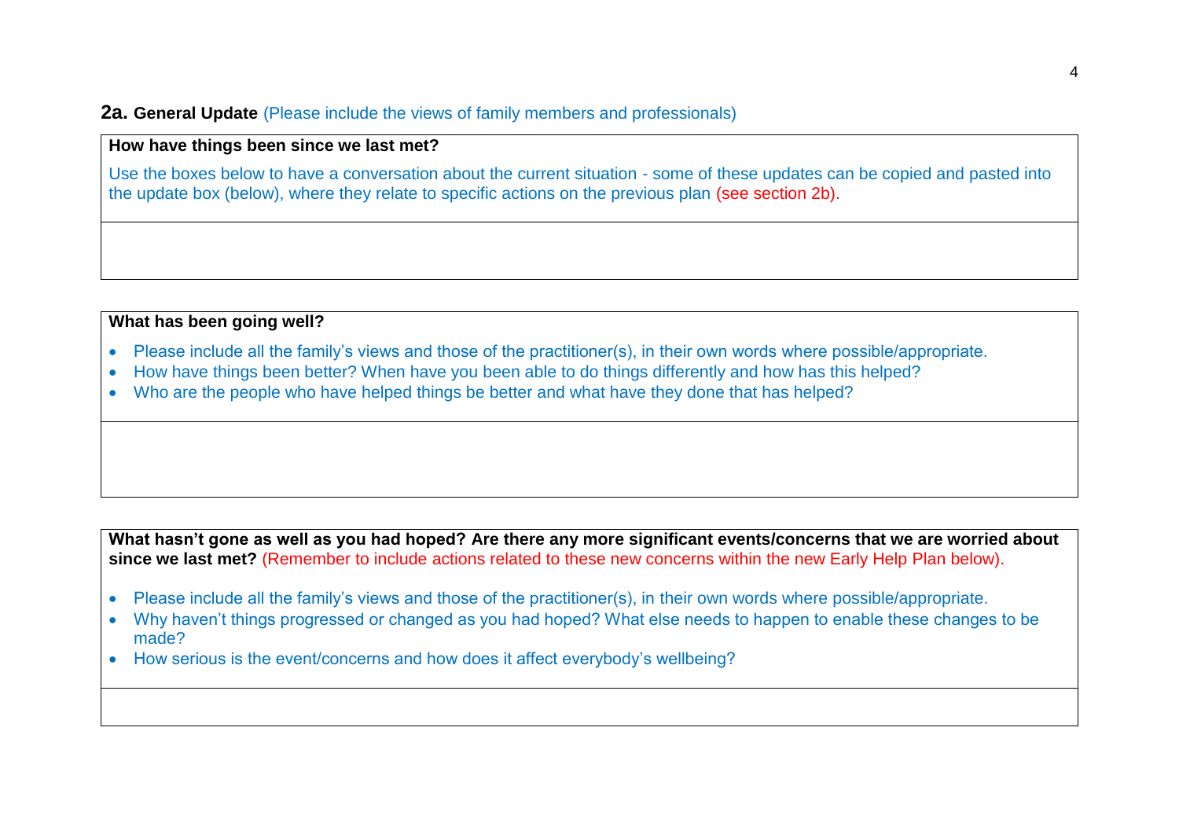## 2a. General Update (Please include the views of family members and professionals)

| How have things been since we last met? |
| --- |
| Use the boxes below to have a conversation about the current situation - some of these updates can be copied and pasted into the update box (below), where they relate to specific actions on the previous plan (see section 2b). |
| |

| What has been going well? |
| --- |
| • Please include all the family's views and those of the practitioner(s), in their own words where possible/appropriate.<br>• How have things been better? When have you been able to do things differently and how has this helped?<br>• Who are the people who have helped things be better and what have they done that has helped? |
| |

| What hasn't gone as well as you had hoped? Are there any more significant events/concerns that we are worried about since we last met? (Remember to include actions related to these new concerns within the new Early Help Plan below). |
| --- |
| • Please include all the family's views and those of the practitioner(s), in their own words where possible/appropriate.<br>• Why haven't things progressed or changed as you had hoped? What else needs to happen to enable these changes to be made?<br>• How serious is the event/concerns and how does it affect everybody's wellbeing? |
| |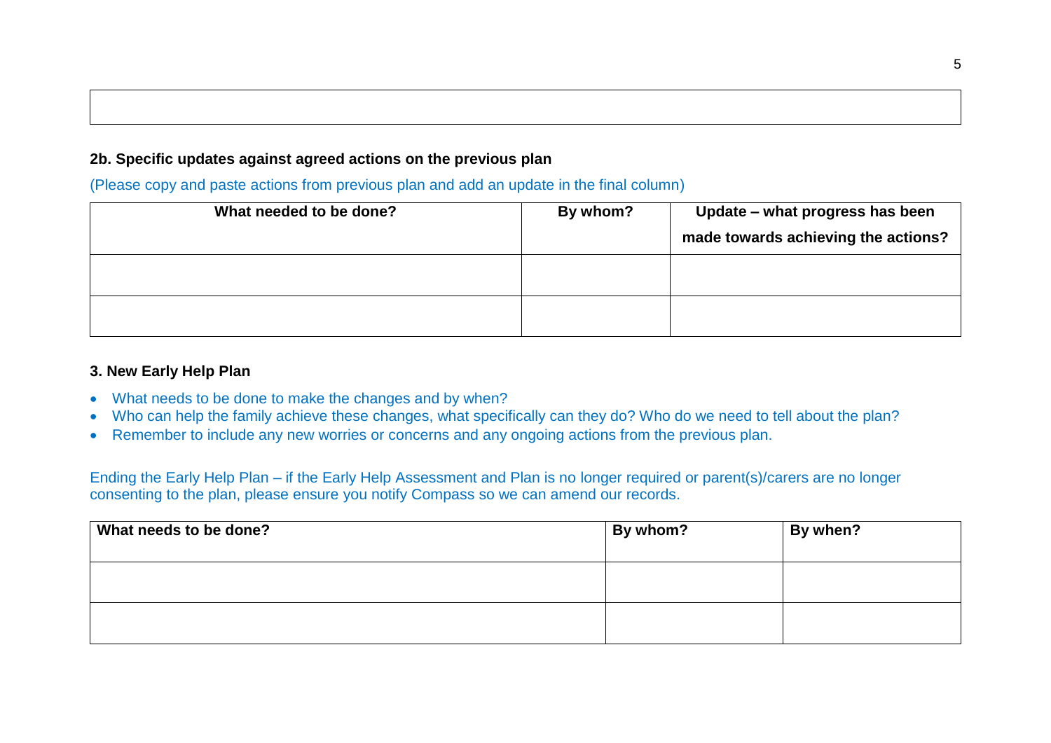| |
|---|
| |

**2b. Specific updates against agreed actions on the previous plan**

(Please copy and paste actions from previous plan and add an update in the final column)

| What needed to be done? | By whom? | Update – what progress has been made towards achieving the actions? |
|---|---|---|
| | | |
| | | |

**3. New Early Help Plan**

- What needs to be done to make the changes and by when?
- Who can help the family achieve these changes, what specifically can they do? Who do we need to tell about the plan?
- Remember to include any new worries or concerns and any ongoing actions from the previous plan.

Ending the Early Help Plan – if the Early Help Assessment and Plan is no longer required or parent(s)/carers are no longer consenting to the plan, please ensure you notify Compass so we can amend our records.

| What needs to be done? | By whom? | By when? |
|---|---|---|
| | | |
| | | |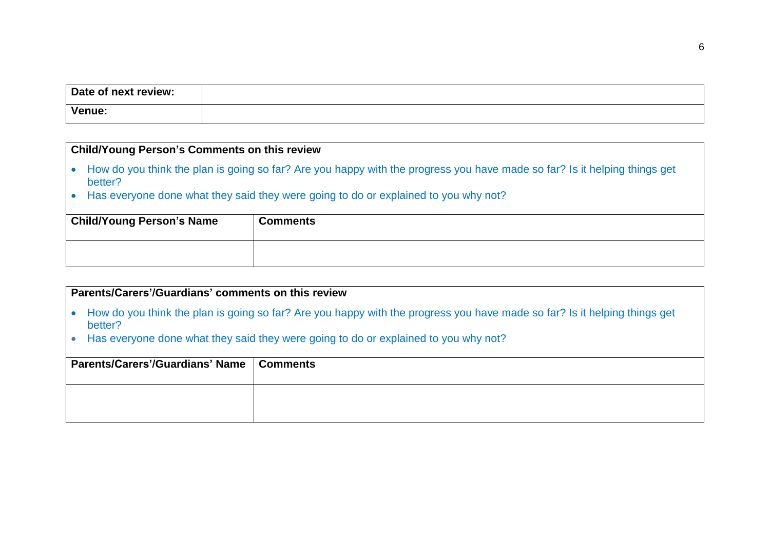| Date of next review: | |
|---|---|
| Venue: | |

**Child/Young Person's Comments on this review**

- How do you think the plan is going so far? Are you happy with the progress you have made so far? Is it helping things get better?
- Has everyone done what they said they were going to do or explained to you why not?

| Child/Young Person's Name | Comments |
|---|---|
| | |

**Parents/Carers'/Guardians' comments on this review**

- How do you think the plan is going so far? Are you happy with the progress you have made so far? Is it helping things get better?
- Has everyone done what they said they were going to do or explained to you why not?

| Parents/Carers'/Guardians' Name | Comments |
|---|---|
| | |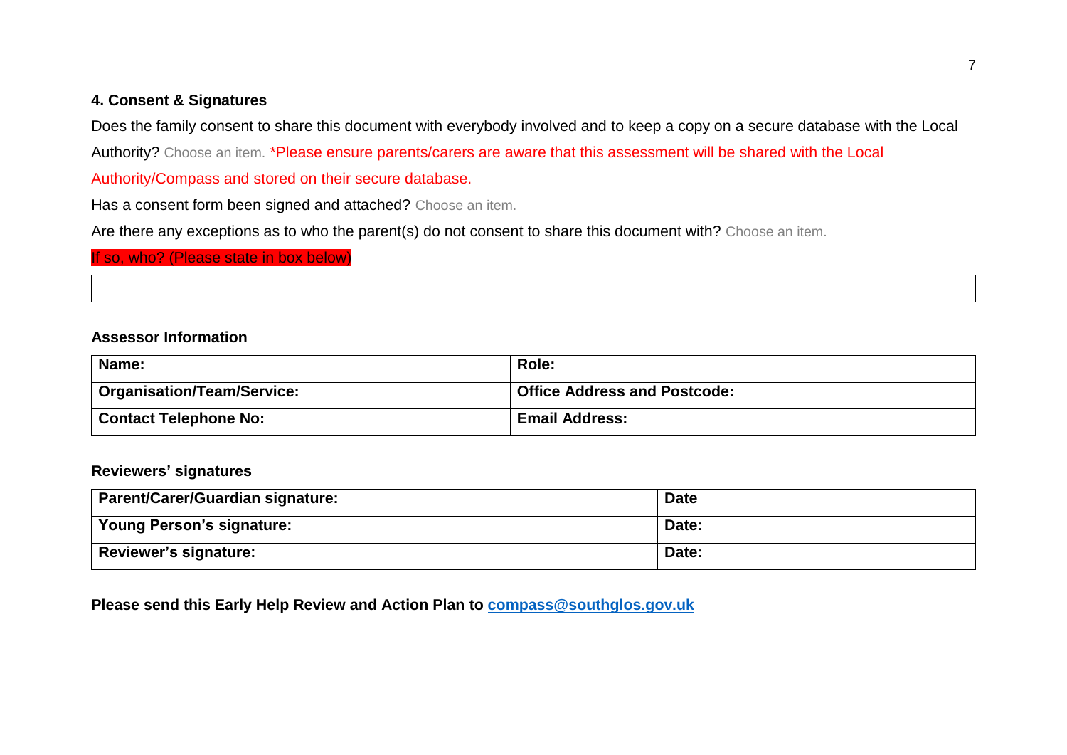## 4. Consent & Signatures

Does the family consent to share this document with everybody involved and to keep a copy on a secure database with the Local Authority? Choose an item. *Please ensure parents/carers are aware that this assessment will be shared with the Local Authority/Compass and stored on their secure database.

Has a consent form been signed and attached? Choose an item.

Are there any exceptions as to who the parent(s) do not consent to share this document with? Choose an item.

If so, who? (Please state in box below)

| |
|---|
| |

### Assessor Information

| | |
|---|---|
| **Name:** | **Role:** |
| **Organisation/Team/Service:** | **Office Address and Postcode:** |
| **Contact Telephone No:** | **Email Address:** |

### Reviewers' signatures

| | |
|---|---|
| **Parent/Carer/Guardian signature:** | **Date** |
| **Young Person's signature:** | **Date:** |
| **Reviewer's signature:** | **Date:** |

**Please send this Early Help Review and Action Plan to compass@southglos.gov.uk**